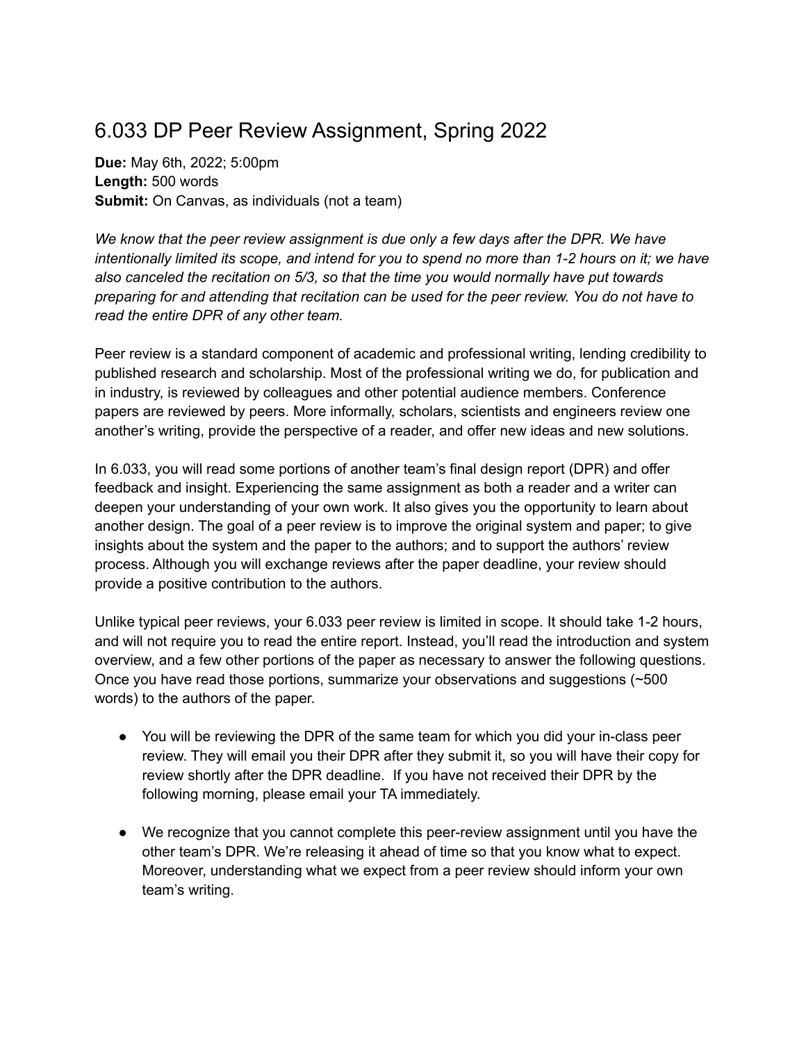# 6.033 DP Peer Review Assignment, Spring 2022

**Due:** May 6th, 2022; 5:00pm
**Length:** 500 words
**Submit:** On Canvas, as individuals (not a team)

*We know that the peer review assignment is due only a few days after the DPR. We have intentionally limited its scope, and intend for you to spend no more than 1-2 hours on it; we have also canceled the recitation on 5/3, so that the time you would normally have put towards preparing for and attending that recitation can be used for the peer review. You do not have to read the entire DPR of any other team.*

Peer review is a standard component of academic and professional writing, lending credibility to published research and scholarship. Most of the professional writing we do, for publication and in industry, is reviewed by colleagues and other potential audience members. Conference papers are reviewed by peers. More informally, scholars, scientists and engineers review one another's writing, provide the perspective of a reader, and offer new ideas and new solutions.

In 6.033, you will read some portions of another team's final design report (DPR) and offer feedback and insight. Experiencing the same assignment as both a reader and a writer can deepen your understanding of your own work. It also gives you the opportunity to learn about another design. The goal of a peer review is to improve the original system and paper; to give insights about the system and the paper to the authors; and to support the authors' review process. Although you will exchange reviews after the paper deadline, your review should provide a positive contribution to the authors.

Unlike typical peer reviews, your 6.033 peer review is limited in scope. It should take 1-2 hours, and will not require you to read the entire report. Instead, you'll read the introduction and system overview, and a few other portions of the paper as necessary to answer the following questions. Once you have read those portions, summarize your observations and suggestions (~500 words) to the authors of the paper.

- You will be reviewing the DPR of the same team for which you did your in-class peer review. They will email you their DPR after they submit it, so you will have their copy for review shortly after the DPR deadline. If you have not received their DPR by the following morning, please email your TA immediately.
- We recognize that you cannot complete this peer-review assignment until you have the other team's DPR. We're releasing it ahead of time so that you know what to expect. Moreover, understanding what we expect from a peer review should inform your own team's writing.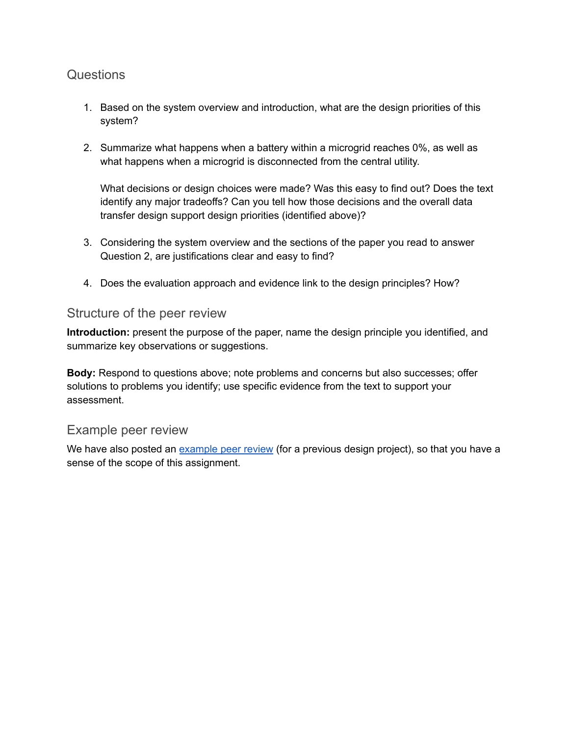## Questions

1. Based on the system overview and introduction, what are the design priorities of this system?

2. Summarize what happens when a battery within a microgrid reaches 0%, as well as what happens when a microgrid is disconnected from the central utility.

   What decisions or design choices were made? Was this easy to find out? Does the text identify any major tradeoffs? Can you tell how those decisions and the overall data transfer design support design priorities (identified above)?

3. Considering the system overview and the sections of the paper you read to answer Question 2, are justifications clear and easy to find?

4. Does the evaluation approach and evidence link to the design principles? How?

## Structure of the peer review

**Introduction:** present the purpose of the paper, name the design principle you identified, and summarize key observations or suggestions.

**Body:** Respond to questions above; note problems and concerns but also successes; offer solutions to problems you identify; use specific evidence from the text to support your assessment.

## Example peer review

We have also posted an [example peer review]() (for a previous design project), so that you have a sense of the scope of this assignment.